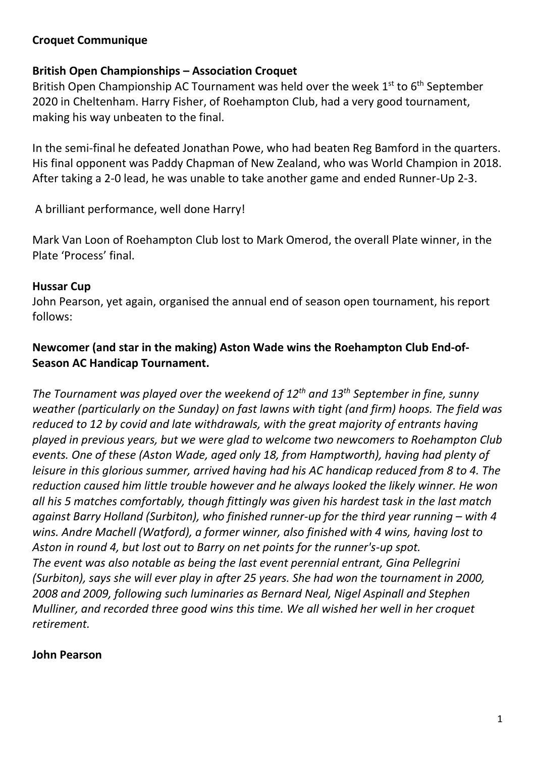# Croquet Communique

## British Open Championships – Association Croquet

British Open Championship AC Tournament was held over the week 1st to 6th September 2020 in Cheltenham. Harry Fisher, of Roehampton Club, had a very good tournament, making his way unbeaten to the final.

In the semi-final he defeated Jonathan Powe, who had beaten Reg Bamford in the quarters. His final opponent was Paddy Chapman of New Zealand, who was World Champion in 2018. After taking a 2-0 lead, he was unable to take another game and ended Runner-Up 2-3.

A brilliant performance, well done Harry!

Mark Van Loon of Roehampton Club lost to Mark Omerod, the overall Plate winner, in the Plate 'Process' final.

## Hussar Cup

John Pearson, yet again, organised the annual end of season open tournament, his report follows:

### Newcomer (and star in the making) Aston Wade wins the Roehampton Club End-of-Season AC Handicap Tournament.

*The Tournament was played over the weekend of 12th and 13th September in fine, sunny weather (particularly on the Sunday) on fast lawns with tight (and firm) hoops. The field was reduced to 12 by covid and late withdrawals, with the great majority of entrants having played in previous years, but we were glad to welcome two newcomers to Roehampton Club events. One of these (Aston Wade, aged only 18, from Hamptworth), having had plenty of leisure in this glorious summer, arrived having had his AC handicap reduced from 8 to 4. The reduction caused him little trouble however and he always looked the likely winner. He won all his 5 matches comfortably, though fittingly was given his hardest task in the last match against Barry Holland (Surbiton), who finished runner-up for the third year running – with 4 wins. Andre Machell (Watford), a former winner, also finished with 4 wins, having lost to Aston in round 4, but lost out to Barry on net points for the runner's-up spot.*
*The event was also notable as being the last event perennial entrant, Gina Pellegrini (Surbiton), says she will ever play in after 25 years. She had won the tournament in 2000, 2008 and 2009, following such luminaries as Bernard Neal, Nigel Aspinall and Stephen Mulliner, and recorded three good wins this time. We all wished her well in her croquet retirement.*

**John Pearson**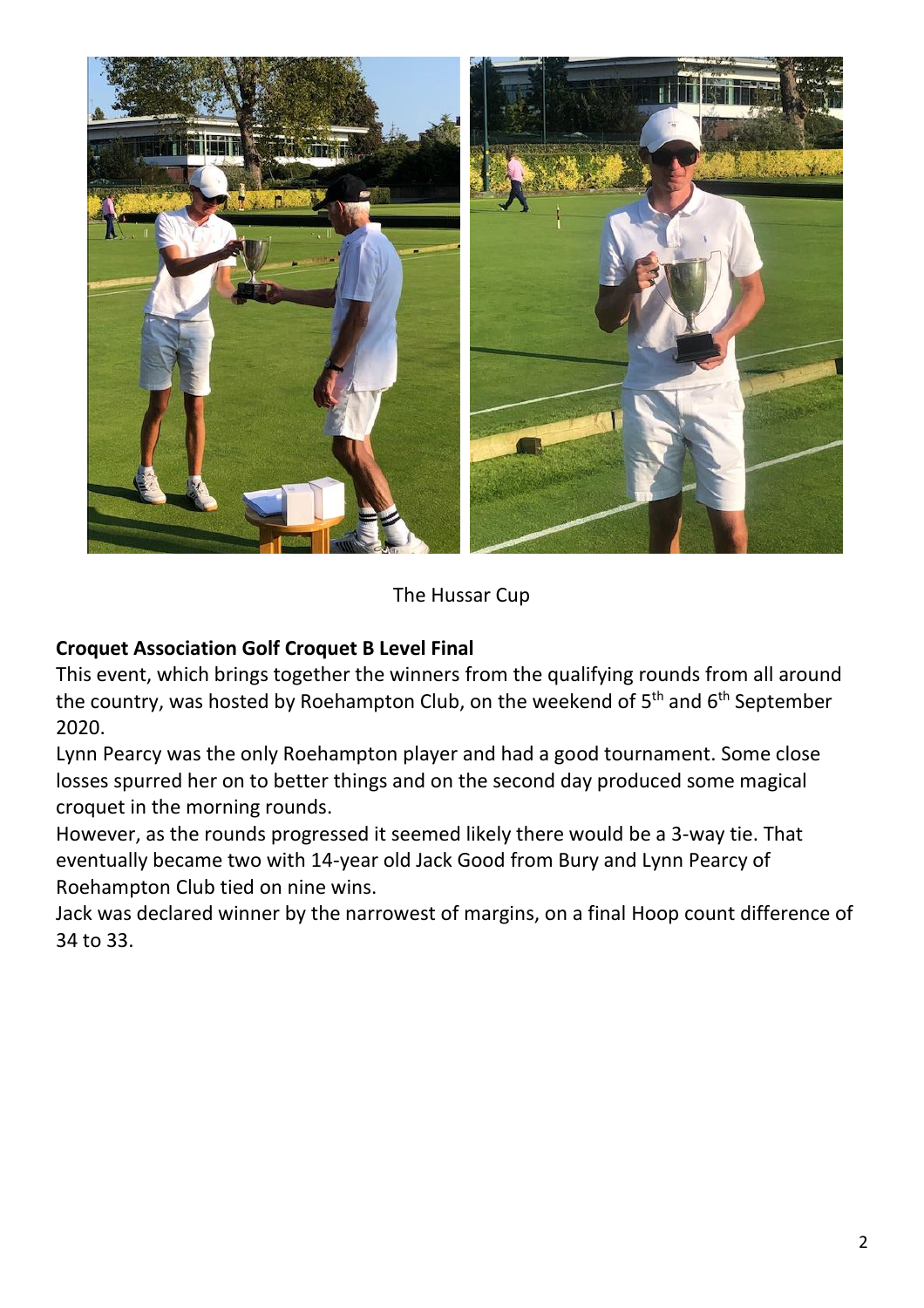The Hussar Cup

**Croquet Association Golf Croquet B Level Final**

This event, which brings together the winners from the qualifying rounds from all around the country, was hosted by Roehampton Club, on the weekend of 5th and 6th September 2020.

Lynn Pearcy was the only Roehampton player and had a good tournament. Some close losses spurred her on to better things and on the second day produced some magical croquet in the morning rounds.

However, as the rounds progressed it seemed likely there would be a 3-way tie. That eventually became two with 14-year old Jack Good from Bury and Lynn Pearcy of Roehampton Club tied on nine wins.

Jack was declared winner by the narrowest of margins, on a final Hoop count difference of 34 to 33.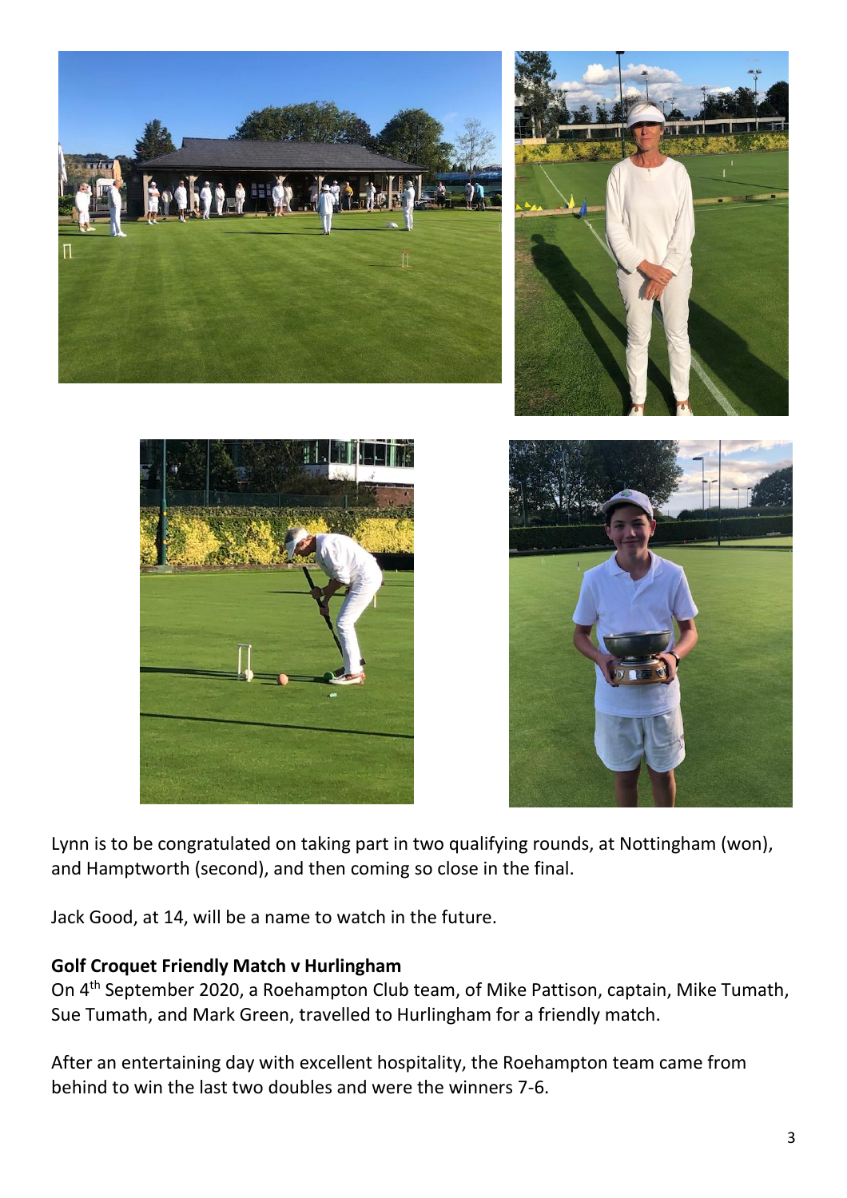Lynn is to be congratulated on taking part in two qualifying rounds, at Nottingham (won), and Hamptworth (second), and then coming so close in the final.

Jack Good, at 14, will be a name to watch in the future.

**Golf Croquet Friendly Match v Hurlingham**

On 4th September 2020, a Roehampton Club team, of Mike Pattison, captain, Mike Tumath, Sue Tumath, and Mark Green, travelled to Hurlingham for a friendly match.

After an entertaining day with excellent hospitality, the Roehampton team came from behind to win the last two doubles and were the winners 7-6.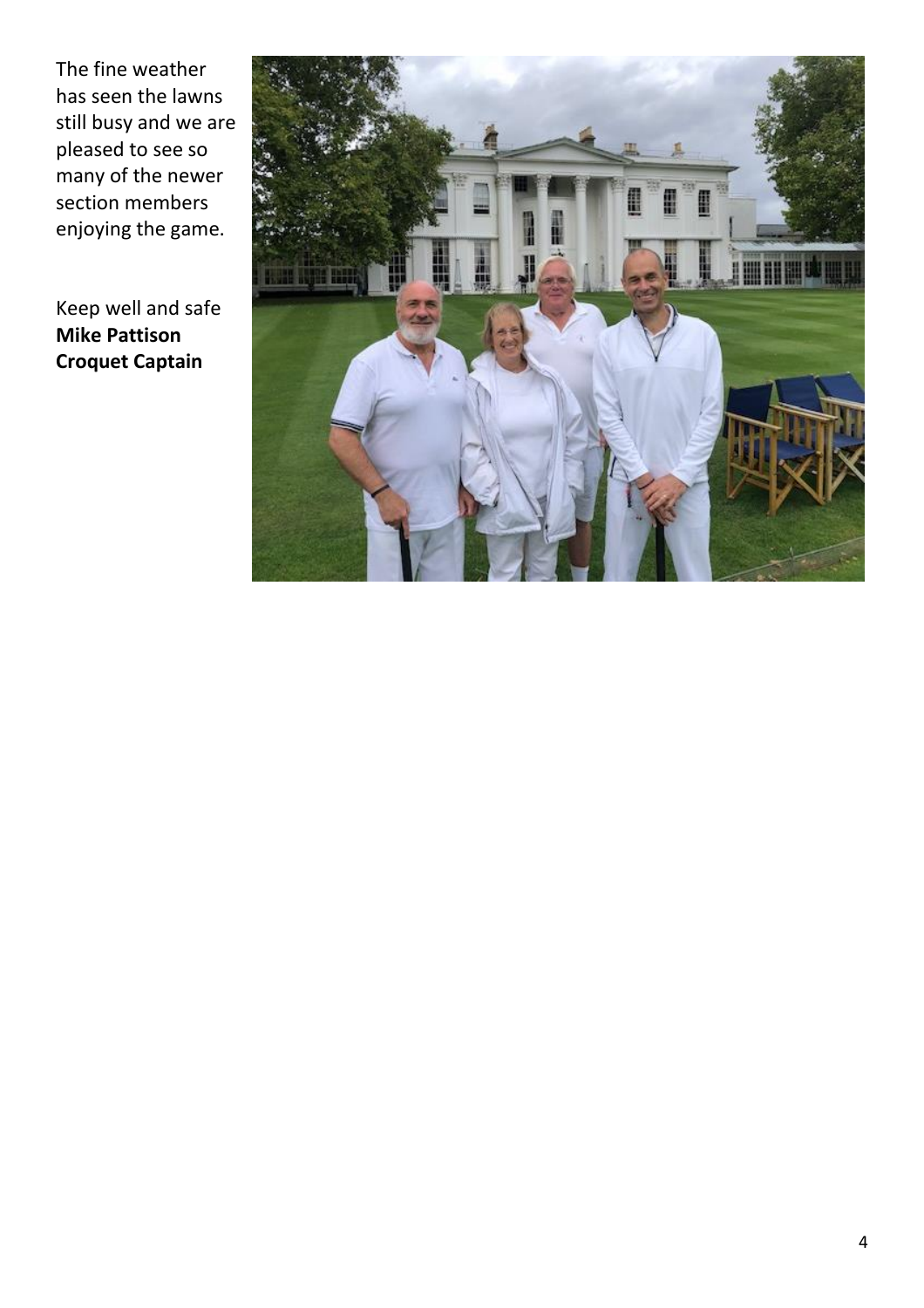The fine weather has seen the lawns still busy and we are pleased to see so many of the newer section members enjoying the game.

Keep well and safe
**Mike Pattison**
**Croquet Captain**